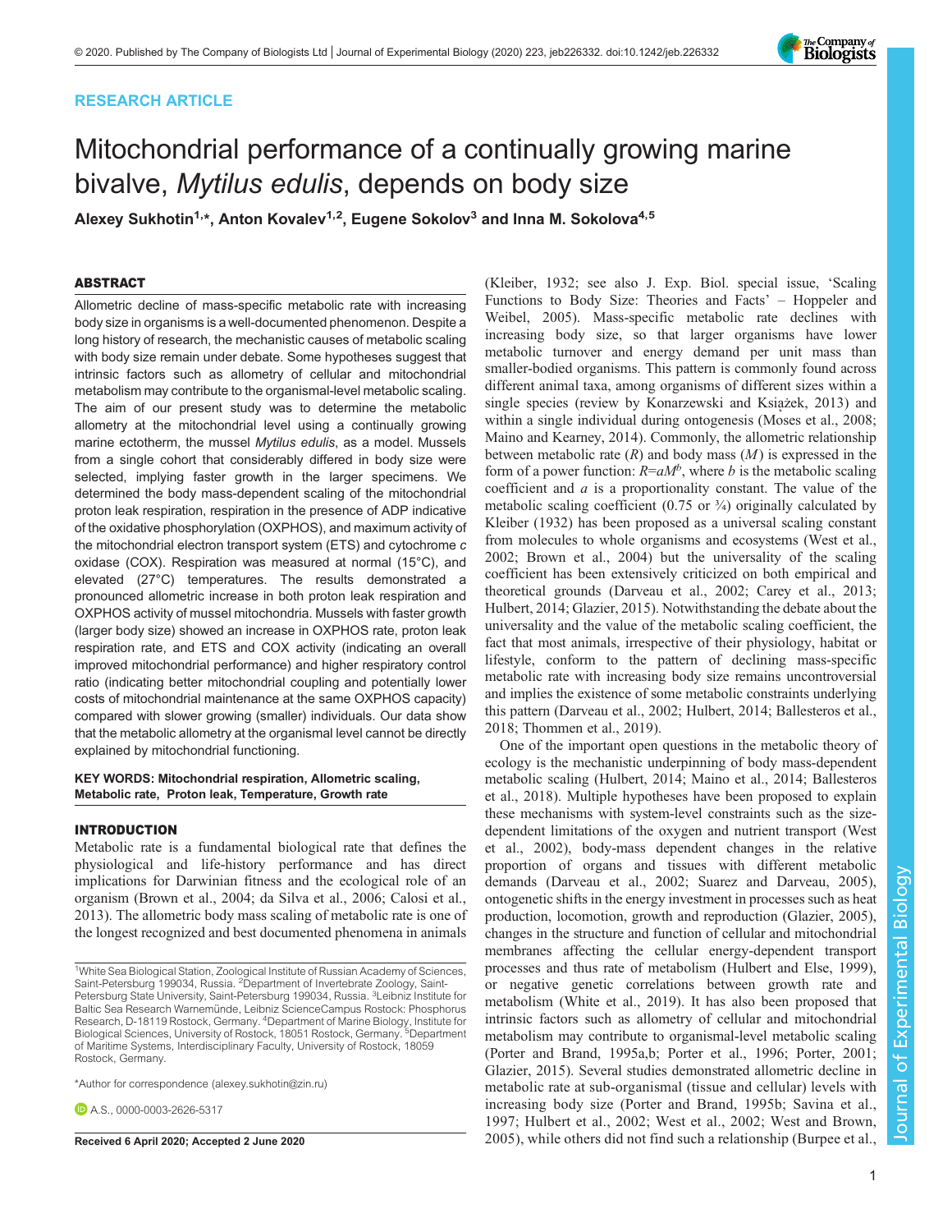RESEARCH ARTICLE

# Mitochondrial performance of a continually growing marine bivalve, *Mytilus edulis*, depends on body size

**Alexey Sukhotin[1,*], Anton Kovalev[1,2], Eugene Sokolov[3] and Inna M. Sokolova[4,5]**

## ABSTRACT

Allometric decline of mass-specific metabolic rate with increasing body size in organisms is a well-documented phenomenon. Despite a long history of research, the mechanistic causes of metabolic scaling with body size remain under debate. Some hypotheses suggest that intrinsic factors such as allometry of cellular and mitochondrial metabolism may contribute to the organismal-level metabolic scaling. The aim of our present study was to determine the metabolic allometry at the mitochondrial level using a continually growing marine ectotherm, the mussel *Mytilus edulis*, as a model. Mussels from a single cohort that considerably differed in body size were selected, implying faster growth in the larger specimens. We determined the body mass-dependent scaling of the mitochondrial proton leak respiration, respiration in the presence of ADP indicative of the oxidative phosphorylation (OXPHOS), and maximum activity of the mitochondrial electron transport system (ETS) and cytochrome *c* oxidase (COX). Respiration was measured at normal (15°C), and elevated (27°C) temperatures. The results demonstrated a pronounced allometric increase in both proton leak respiration and OXPHOS activity of mussel mitochondria. Mussels with faster growth (larger body size) showed an increase in OXPHOS rate, proton leak respiration rate, and ETS and COX activity (indicating an overall improved mitochondrial performance) and higher respiratory control ratio (indicating better mitochondrial coupling and potentially lower costs of mitochondrial maintenance at the same OXPHOS capacity) compared with slower growing (smaller) individuals. Our data show that the metabolic allometry at the organismal level cannot be directly explained by mitochondrial functioning.

**KEY WORDS: Mitochondrial respiration, Allometric scaling, Metabolic rate, Proton leak, Temperature, Growth rate**

## INTRODUCTION

Metabolic rate is a fundamental biological rate that defines the physiological and life-history performance and has direct implications for Darwinian fitness and the ecological role of an organism (Brown et al., 2004; da Silva et al., 2006; Calosi et al., 2013). The allometric body mass scaling of metabolic rate is one of the longest recognized and best documented phenomena in animals (Kleiber, 1932; see also J. Exp. Biol. special issue, 'Scaling Functions to Body Size: Theories and Facts' – Hoppeler and Weibel, 2005). Mass-specific metabolic rate declines with increasing body size, so that larger organisms have lower metabolic turnover and energy demand per unit mass than smaller-bodied organisms. This pattern is commonly found across different animal taxa, among organisms of different sizes within a single species (review by Konarzewski and Książek, 2013) and within a single individual during ontogenesis (Moses et al., 2008; Maino and Kearney, 2014). Commonly, the allometric relationship between metabolic rate ($R$) and body mass ($M$) is expressed in the form of a power function: $R=aM^b$, where $b$ is the metabolic scaling coefficient and $a$ is a proportionality constant. The value of the metabolic scaling coefficient (0.75 or ¾) originally calculated by Kleiber (1932) has been proposed as a universal scaling constant from molecules to whole organisms and ecosystems (West et al., 2002; Brown et al., 2004) but the universality of the scaling coefficient has been extensively criticized on both empirical and theoretical grounds (Darveau et al., 2002; Carey et al., 2013; Hulbert, 2014; Glazier, 2015). Notwithstanding the debate about the universality and the value of the metabolic scaling coefficient, the fact that most animals, irrespective of their physiology, habitat or lifestyle, conform to the pattern of declining mass-specific metabolic rate with increasing body size remains uncontroversial and implies the existence of some metabolic constraints underlying this pattern (Darveau et al., 2002; Hulbert, 2014; Ballesteros et al., 2018; Thommen et al., 2019).

One of the important open questions in the metabolic theory of ecology is the mechanistic underpinning of body mass-dependent metabolic scaling (Hulbert, 2014; Maino et al., 2014; Ballesteros et al., 2018). Multiple hypotheses have been proposed to explain these mechanisms with system-level constraints such as the size-dependent limitations of the oxygen and nutrient transport (West et al., 2002), body-mass dependent changes in the relative proportion of organs and tissues with different metabolic demands (Darveau et al., 2002; Suarez and Darveau, 2005), ontogenetic shifts in the energy investment in processes such as heat production, locomotion, growth and reproduction (Glazier, 2005), changes in the structure and function of cellular and mitochondrial membranes affecting the cellular energy-dependent transport processes and thus rate of metabolism (Hulbert and Else, 1999), or negative genetic correlations between growth rate and metabolism (White et al., 2019). It has also been proposed that intrinsic factors such as allometry of cellular and mitochondrial metabolism may contribute to organismal-level metabolic scaling (Porter and Brand, 1995a,b; Porter et al., 1996; Porter, 2001; Glazier, 2015). Several studies demonstrated allometric decline in metabolic rate at sub-organismal (tissue and cellular) levels with increasing body size (Porter and Brand, 1995b; Savina et al., 1997; Hulbert et al., 2002; West et al., 2002; West and Brown, 2005), while others did not find such a relationship (Burpee et al.,

[1]White Sea Biological Station, Zoological Institute of Russian Academy of Sciences, Saint-Petersburg 199034, Russia. [2]Department of Invertebrate Zoology, Saint-Petersburg State University, Saint-Petersburg 199034, Russia. [3]Leibniz Institute for Baltic Sea Research Warnemünde, Leibniz ScienceCampus Rostock: Phosphorus Research, D-18119 Rostock, Germany. [4]Department of Marine Biology, Institute for Biological Sciences, University of Rostock, 18051 Rostock, Germany. [5]Department of Maritime Systems, Interdisciplinary Faculty, University of Rostock, 18059 Rostock, Germany.

*Author for correspondence (alexey.sukhotin@zin.ru)

A.S., 0000-0003-2626-5317

Received 6 April 2020; Accepted 2 June 2020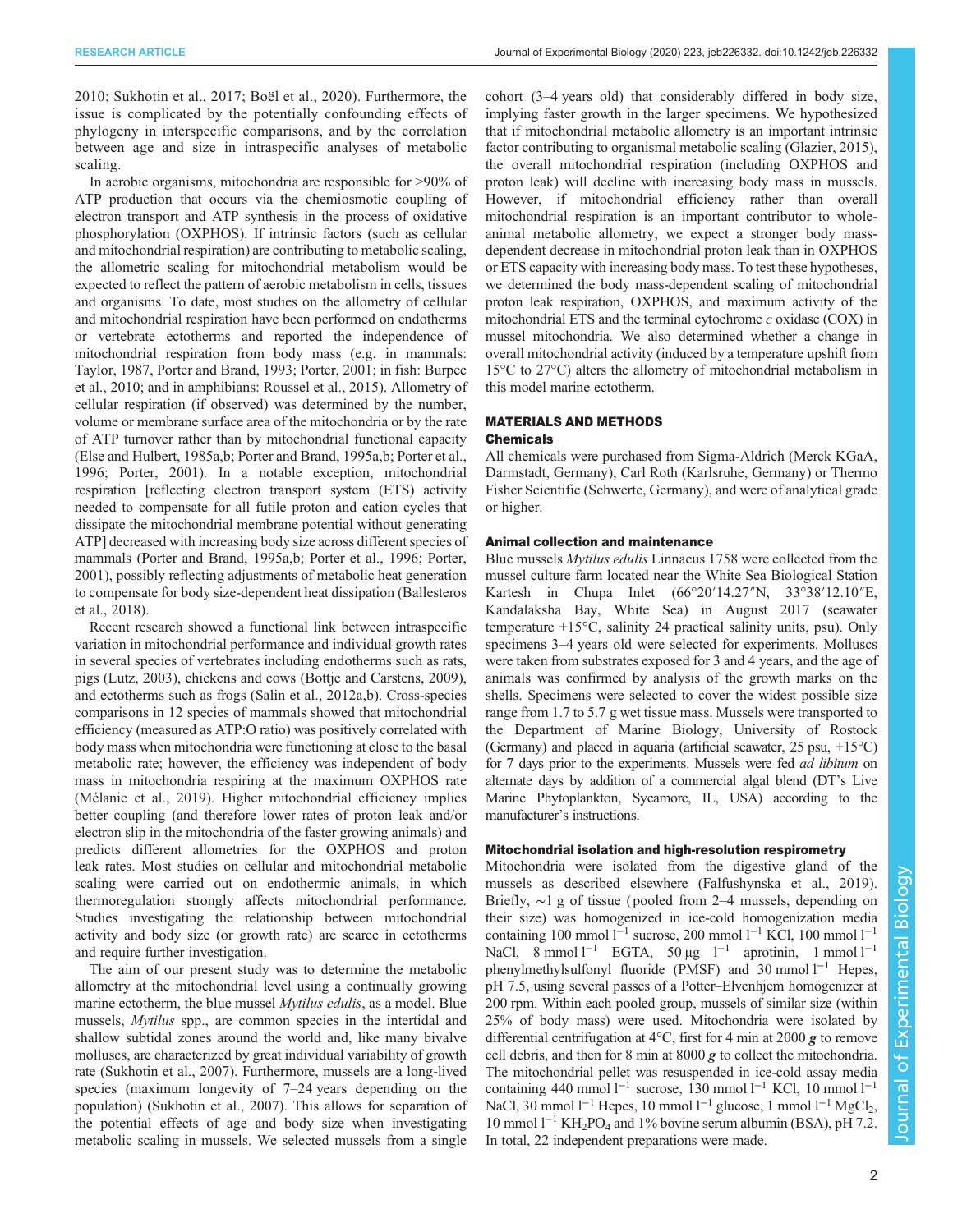2010; Sukhotin et al., 2017; Boël et al., 2020). Furthermore, the issue is complicated by the potentially confounding effects of phylogeny in interspecific comparisons, and by the correlation between age and size in intraspecific analyses of metabolic scaling.

In aerobic organisms, mitochondria are responsible for >90% of ATP production that occurs via the chemiosmotic coupling of electron transport and ATP synthesis in the process of oxidative phosphorylation (OXPHOS). If intrinsic factors (such as cellular and mitochondrial respiration) are contributing to metabolic scaling, the allometric scaling for mitochondrial metabolism would be expected to reflect the pattern of aerobic metabolism in cells, tissues and organisms. To date, most studies on the allometry of cellular and mitochondrial respiration have been performed on endotherms or vertebrate ectotherms and reported the independence of mitochondrial respiration from body mass (e.g. in mammals: Taylor, 1987, Porter and Brand, 1993; Porter, 2001; in fish: Burpee et al., 2010; and in amphibians: Roussel et al., 2015). Allometry of cellular respiration (if observed) was determined by the number, volume or membrane surface area of the mitochondria or by the rate of ATP turnover rather than by mitochondrial functional capacity (Else and Hulbert, 1985a,b; Porter and Brand, 1995a,b; Porter et al., 1996; Porter, 2001). In a notable exception, mitochondrial respiration [reflecting electron transport system (ETS) activity needed to compensate for all futile proton and cation cycles that dissipate the mitochondrial membrane potential without generating ATP] decreased with increasing body size across different species of mammals (Porter and Brand, 1995a,b; Porter et al., 1996; Porter, 2001), possibly reflecting adjustments of metabolic heat generation to compensate for body size-dependent heat dissipation (Ballesteros et al., 2018).

Recent research showed a functional link between intraspecific variation in mitochondrial performance and individual growth rates in several species of vertebrates including endotherms such as rats, pigs (Lutz, 2003), chickens and cows (Bottje and Carstens, 2009), and ectotherms such as frogs (Salin et al., 2012a,b). Cross-species comparisons in 12 species of mammals showed that mitochondrial efficiency (measured as ATP:O ratio) was positively correlated with body mass when mitochondria were functioning at close to the basal metabolic rate; however, the efficiency was independent of body mass in mitochondria respiring at the maximum OXPHOS rate (Mélanie et al., 2019). Higher mitochondrial efficiency implies better coupling (and therefore lower rates of proton leak and/or electron slip in the mitochondria of the faster growing animals) and predicts different allometries for the OXPHOS and proton leak rates. Most studies on cellular and mitochondrial metabolic scaling were carried out on endothermic animals, in which thermoregulation strongly affects mitochondrial performance. Studies investigating the relationship between mitochondrial activity and body size (or growth rate) are scarce in ectotherms and require further investigation.

The aim of our present study was to determine the metabolic allometry at the mitochondrial level using a continually growing marine ectotherm, the blue mussel *Mytilus edulis*, as a model. Blue mussels, *Mytilus* spp., are common species in the intertidal and shallow subtidal zones around the world and, like many bivalve molluscs, are characterized by great individual variability of growth rate (Sukhotin et al., 2007). Furthermore, mussels are a long-lived species (maximum longevity of 7–24 years depending on the population) (Sukhotin et al., 2007). This allows for separation of the potential effects of age and body size when investigating metabolic scaling in mussels. We selected mussels from a single cohort (3–4 years old) that considerably differed in body size, implying faster growth in the larger specimens. We hypothesized that if mitochondrial metabolic allometry is an important intrinsic factor contributing to organismal metabolic scaling (Glazier, 2015), the overall mitochondrial respiration (including OXPHOS and proton leak) will decline with increasing body mass in mussels. However, if mitochondrial efficiency rather than overall mitochondrial respiration is an important contributor to whole-animal metabolic allometry, we expect a stronger body mass-dependent decrease in mitochondrial proton leak than in OXPHOS or ETS capacity with increasing body mass. To test these hypotheses, we determined the body mass-dependent scaling of mitochondrial proton leak respiration, OXPHOS, and maximum activity of the mitochondrial ETS and the terminal cytochrome *c* oxidase (COX) in mussel mitochondria. We also determined whether a change in overall mitochondrial activity (induced by a temperature upshift from 15°C to 27°C) alters the allometry of mitochondrial metabolism in this model marine ectotherm.

## MATERIALS AND METHODS

### Chemicals

All chemicals were purchased from Sigma-Aldrich (Merck KGaA, Darmstadt, Germany), Carl Roth (Karlsruhe, Germany) or Thermo Fisher Scientific (Schwerte, Germany), and were of analytical grade or higher.

### Animal collection and maintenance

Blue mussels *Mytilus edulis* Linnaeus 1758 were collected from the mussel culture farm located near the White Sea Biological Station Kartesh in Chupa Inlet (66°20′14.27″N, 33°38′12.10″E, Kandalaksha Bay, White Sea) in August 2017 (seawater temperature +15°C, salinity 24 practical salinity units, psu). Only specimens 3–4 years old were selected for experiments. Molluscs were taken from substrates exposed for 3 and 4 years, and the age of animals was confirmed by analysis of the growth marks on the shells. Specimens were selected to cover the widest possible size range from 1.7 to 5.7 g wet tissue mass. Mussels were transported to the Department of Marine Biology, University of Rostock (Germany) and placed in aquaria (artificial seawater, 25 psu, +15°C) for 7 days prior to the experiments. Mussels were fed *ad libitum* on alternate days by addition of a commercial algal blend (DT's Live Marine Phytoplankton, Sycamore, IL, USA) according to the manufacturer's instructions.

### Mitochondrial isolation and high-resolution respirometry

Mitochondria were isolated from the digestive gland of the mussels as described elsewhere (Falfushynska et al., 2019). Briefly, ∼1 g of tissue (pooled from 2–4 mussels, depending on their size) was homogenized in ice-cold homogenization media containing 100 mmol $l^{-1}$ sucrose, 200 mmol $l^{-1}$ KCl, 100 mmol $l^{-1}$ NaCl, 8 mmol $l^{-1}$ EGTA, 50 µg $l^{-1}$ aprotinin, 1 mmol $l^{-1}$ phenylmethylsulfonyl fluoride (PMSF) and 30 mmol $l^{-1}$ Hepes, pH 7.5, using several passes of a Potter–Elvenhjem homogenizer at 200 rpm. Within each pooled group, mussels of similar size (within 25% of body mass) were used. Mitochondria were isolated by differential centrifugation at 4°C, first for 4 min at 2000 ***g*** to remove cell debris, and then for 8 min at 8000 ***g*** to collect the mitochondria. The mitochondrial pellet was resuspended in ice-cold assay media containing 440 mmol $l^{-1}$ sucrose, 130 mmol $l^{-1}$ KCl, 10 mmol $l^{-1}$ NaCl, 30 mmol $l^{-1}$ Hepes, 10 mmol $l^{-1}$ glucose, 1 mmol $l^{-1}$ $MgCl_2$, 10 mmol $l^{-1}$ $KH_2PO_4$ and 1% bovine serum albumin (BSA), pH 7.2. In total, 22 independent preparations were made.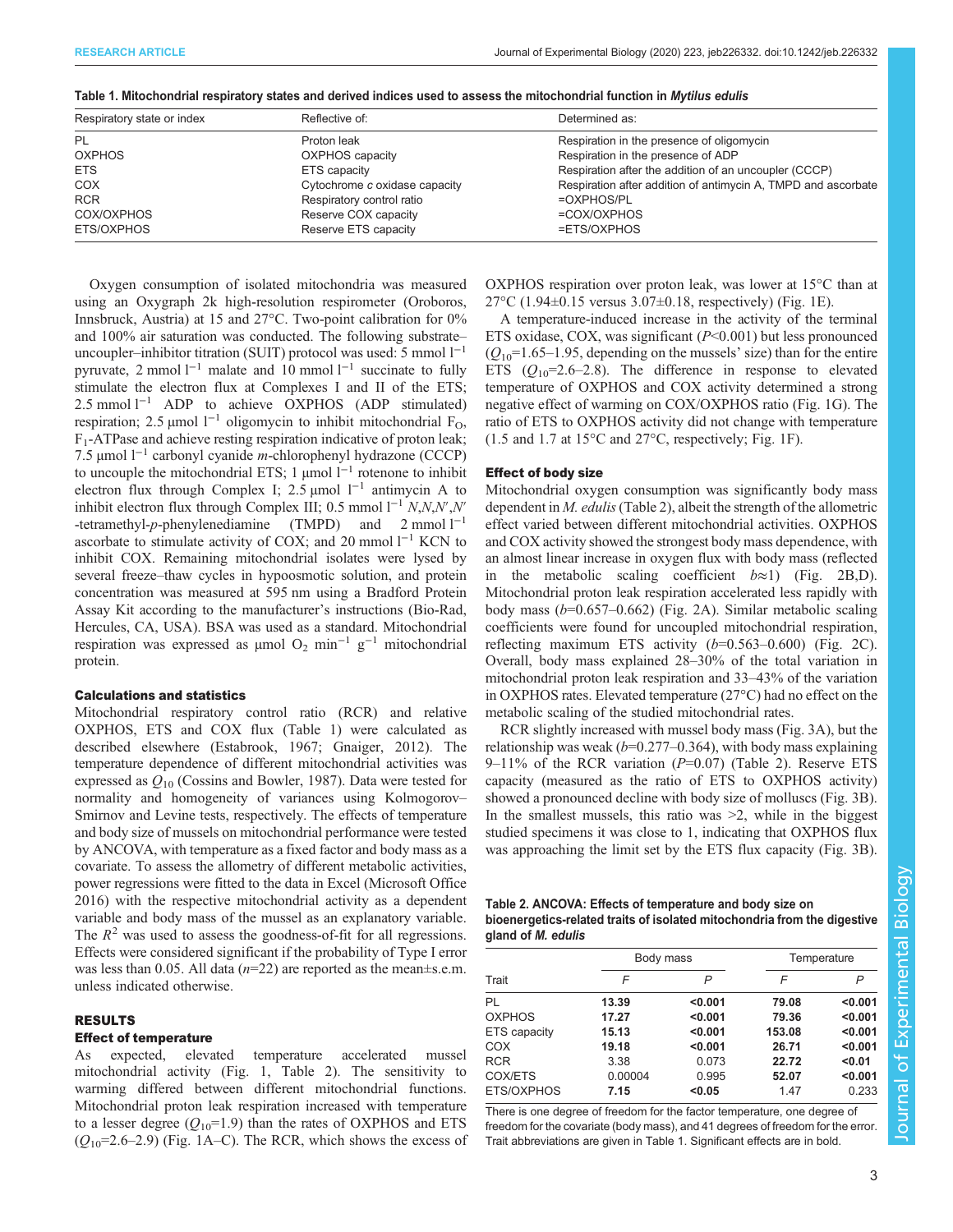**Table 1. Mitochondrial respiratory states and derived indices used to assess the mitochondrial function in *Mytilus edulis***

| Respiratory state or index | Reflective of: | Determined as: |
|---|---|---|
| PL | Proton leak | Respiration in the presence of oligomycin |
| OXPHOS | OXPHOS capacity | Respiration in the presence of ADP |
| ETS | ETS capacity | Respiration after the addition of an uncoupler (CCCP) |
| COX | Cytochrome *c* oxidase capacity | Respiration after addition of antimycin A, TMPD and ascorbate |
| RCR | Respiratory control ratio | =OXPHOS/PL |
| COX/OXPHOS | Reserve COX capacity | =COX/OXPHOS |
| ETS/OXPHOS | Reserve ETS capacity | =ETS/OXPHOS |

Oxygen consumption of isolated mitochondria was measured using an Oxygraph 2k high-resolution respirometer (Oroboros, Innsbruck, Austria) at 15 and 27°C. Two-point calibration for 0% and 100% air saturation was conducted. The following substrate–uncoupler–inhibitor titration (SUIT) protocol was used: 5 mmol $l^{-1}$ pyruvate, 2 mmol $l^{-1}$ malate and 10 mmol $l^{-1}$ succinate to fully stimulate the electron flux at Complexes I and II of the ETS; 2.5 mmol $l^{-1}$ ADP to achieve OXPHOS (ADP stimulated) respiration; 2.5 µmol $l^{-1}$ oligomycin to inhibit mitochondrial $F_O$, $F_1$-ATPase and achieve resting respiration indicative of proton leak; 7.5 µmol $l^{-1}$ carbonyl cyanide *m*-chlorophenyl hydrazone (CCCP) to uncouple the mitochondrial ETS; 1 µmol $l^{-1}$ rotenone to inhibit electron flux through Complex I; 2.5 µmol $l^{-1}$ antimycin A to inhibit electron flux through Complex III; 0.5 mmol $l^{-1}$ *N*,*N*,*N*′,*N*′-tetramethyl-*p*-phenylenediamine (TMPD) and 2 mmol $l^{-1}$ ascorbate to stimulate activity of COX; and 20 mmol $l^{-1}$ KCN to inhibit COX. Remaining mitochondrial isolates were lysed by several freeze–thaw cycles in hypoosmotic solution, and protein concentration was measured at 595 nm using a Bradford Protein Assay Kit according to the manufacturer's instructions (Bio-Rad, Hercules, CA, USA). BSA was used as a standard. Mitochondrial respiration was expressed as µmol $O_2$ $min^{-1}$ $g^{-1}$ mitochondrial protein.

### Calculations and statistics

Mitochondrial respiratory control ratio (RCR) and relative OXPHOS, ETS and COX flux (Table 1) were calculated as described elsewhere (Estabrook, 1967; Gnaiger, 2012). The temperature dependence of different mitochondrial activities was expressed as $Q_{10}$ (Cossins and Bowler, 1987). Data were tested for normality and homogeneity of variances using Kolmogorov–Smirnov and Levine tests, respectively. The effects of temperature and body size of mussels on mitochondrial performance were tested by ANCOVA, with temperature as a fixed factor and body mass as a covariate. To assess the allometry of different metabolic activities, power regressions were fitted to the data in Excel (Microsoft Office 2016) with the respective mitochondrial activity as a dependent variable and body mass of the mussel as an explanatory variable. The $R^2$ was used to assess the goodness-of-fit for all regressions. Effects were considered significant if the probability of Type I error was less than 0.05. All data ($n$=22) are reported as the mean±s.e.m. unless indicated otherwise.

## RESULTS

### Effect of temperature

As expected, elevated temperature accelerated mussel mitochondrial activity (Fig. 1, Table 2). The sensitivity to warming differed between different mitochondrial functions. Mitochondrial proton leak respiration increased with temperature to a lesser degree ($Q_{10}$=1.9) than the rates of OXPHOS and ETS ($Q_{10}$=2.6–2.9) (Fig. 1A–C). The RCR, which shows the excess of OXPHOS respiration over proton leak, was lower at 15°C than at 27°C (1.94±0.15 versus 3.07±0.18, respectively) (Fig. 1E).

A temperature-induced increase in the activity of the terminal ETS oxidase, COX, was significant ($P$<0.001) but less pronounced ($Q_{10}$=1.65–1.95, depending on the mussels' size) than for the entire ETS ($Q_{10}$=2.6–2.8). The difference in response to elevated temperature of OXPHOS and COX activity determined a strong negative effect of warming on COX/OXPHOS ratio (Fig. 1G). The ratio of ETS to OXPHOS activity did not change with temperature (1.5 and 1.7 at 15°C and 27°C, respectively; Fig. 1F).

### Effect of body size

Mitochondrial oxygen consumption was significantly body mass dependent in *M. edulis* (Table 2), albeit the strength of the allometric effect varied between different mitochondrial activities. OXPHOS and COX activity showed the strongest body mass dependence, with almost linear increase in oxygen flux with body mass (reflected in the metabolic scaling coefficient $b$≈1) (Fig. 2B,D). Mitochondrial proton leak respiration accelerated less rapidly with body mass ($b$=0.657–0.662) (Fig. 2A). Similar metabolic scaling coefficients were found for uncoupled mitochondrial respiration, reflecting maximum ETS activity ($b$=0.563–0.600) (Fig. 2C). Overall, body mass explained 28–30% of the total variation in mitochondrial proton leak respiration and 33–43% of the variation in OXPHOS rates. Elevated temperature (27°C) had no effect on the metabolic scaling of the studied mitochondrial rates.

RCR slightly increased with mussel body mass (Fig. 3A), but the relationship was weak ($b$=0.277–0.364), with body mass explaining 9–11% of the RCR variation ($P$=0.07) (Table 2). Reserve ETS capacity (measured as the ratio of ETS to OXPHOS activity) showed a pronounced decline with body size of molluscs (Fig. 3B). In the smallest mussels, this ratio was >2, while in the biggest studied specimens it was close to 1, indicating that OXPHOS flux was approaching the limit set by the ETS flux capacity (Fig. 3B).

**Table 2. ANCOVA: Effects of temperature and body size on bioenergetics-related traits of isolated mitochondria from the digestive gland of *M. edulis***

| | Body mass | | Temperature | |
|---|---|---|---|---|
| Trait | *F* | *P* | *F* | *P* |
| PL | **13.39** | **<0.001** | **79.08** | **<0.001** |
| OXPHOS | **17.27** | **<0.001** | **79.36** | **<0.001** |
| ETS capacity | **15.13** | **<0.001** | **153.08** | **<0.001** |
| COX | **19.18** | **<0.001** | **26.71** | **<0.001** |
| RCR | 3.38 | 0.073 | **22.72** | **<0.01** |
| COX/ETS | 0.00004 | 0.995 | **52.07** | **<0.001** |
| ETS/OXPHOS | **7.15** | **<0.05** | 1.47 | 0.233 |

There is one degree of freedom for the factor temperature, one degree of freedom for the covariate (body mass), and 41 degrees of freedom for the error. Trait abbreviations are given in Table 1. Significant effects are in bold.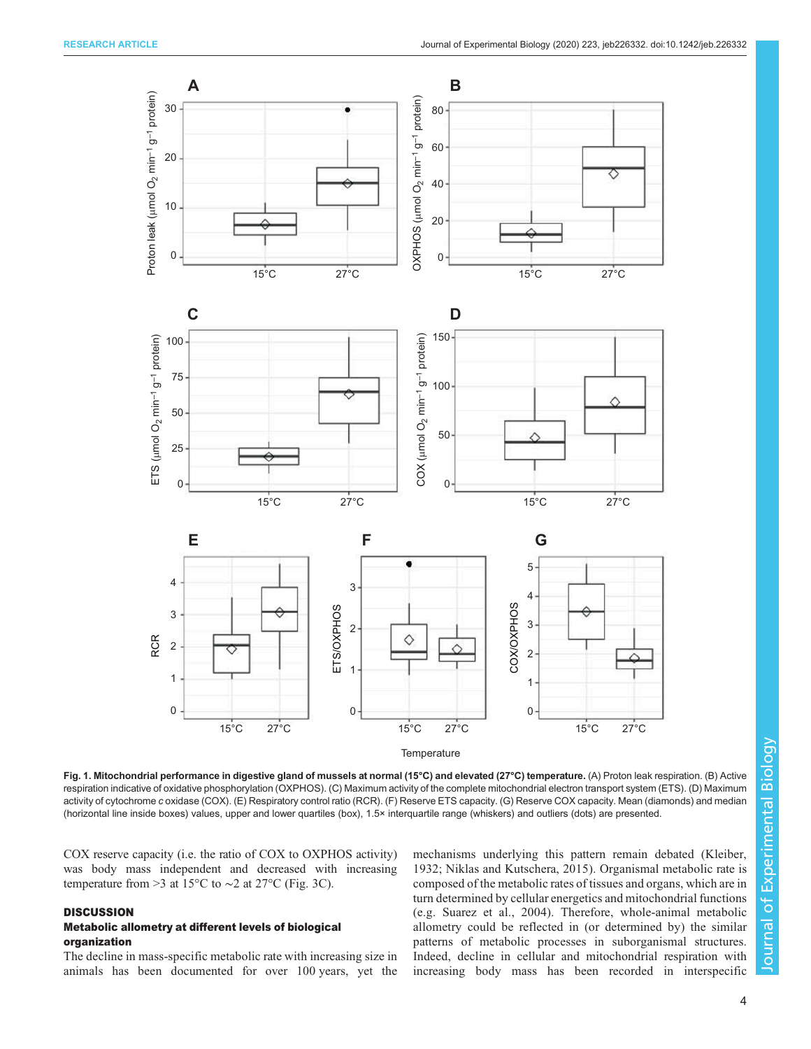Fig. 1. Mitochondrial performance in digestive gland of mussels at normal (15°C) and elevated (27°C) temperature. (A) Proton leak respiration. (B) Active respiration indicative of oxidative phosphorylation (OXPHOS). (C) Maximum activity of the complete mitochondrial electron transport system (ETS). (D) Maximum activity of cytochrome *c* oxidase (COX). (E) Respiratory control ratio (RCR). (F) Reserve ETS capacity. (G) Reserve COX capacity. Mean (diamonds) and median (horizontal line inside boxes) values, upper and lower quartiles (box), 1.5× interquartile range (whiskers) and outliers (dots) are presented.

COX reserve capacity (i.e. the ratio of COX to OXPHOS activity) was body mass independent and decreased with increasing temperature from >3 at 15°C to ∼2 at 27°C (Fig. 3C).

## DISCUSSION

### Metabolic allometry at different levels of biological organization

The decline in mass-specific metabolic rate with increasing size in animals has been documented for over 100 years, yet the mechanisms underlying this pattern remain debated (Kleiber, 1932; Niklas and Kutschera, 2015). Organismal metabolic rate is composed of the metabolic rates of tissues and organs, which are in turn determined by cellular energetics and mitochondrial functions (e.g. Suarez et al., 2004). Therefore, whole-animal metabolic allometry could be reflected in (or determined by) the similar patterns of metabolic processes in suborganismal structures. Indeed, decline in cellular and mitochondrial respiration with increasing body mass has been recorded in interspecific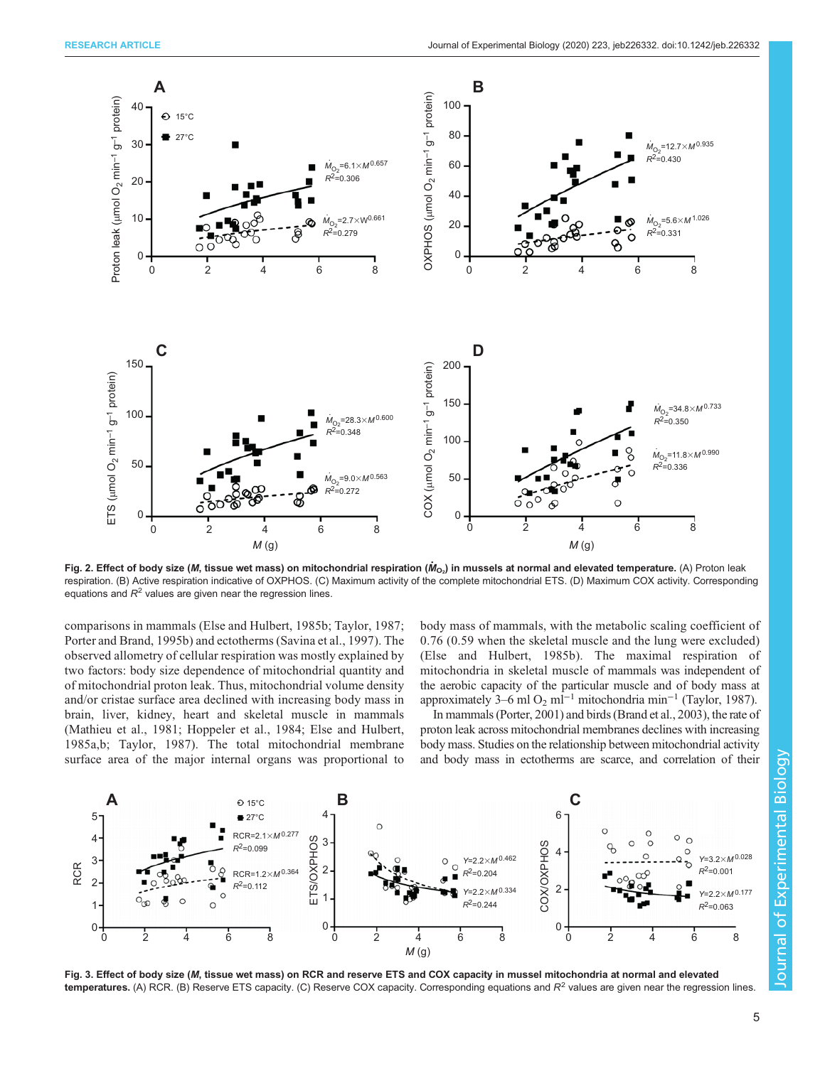**Fig. 2. Effect of body size ($M$, tissue wet mass) on mitochondrial respiration ($\dot{M}_{O_2}$) in mussels at normal and elevated temperature.** (A) Proton leak respiration. (B) Active respiration indicative of OXPHOS. (C) Maximum activity of the complete mitochondrial ETS. (D) Maximum COX activity. Corresponding equations and $R^2$ values are given near the regression lines.

comparisons in mammals (Else and Hulbert, 1985b; Taylor, 1987; Porter and Brand, 1995b) and ectotherms (Savina et al., 1997). The observed allometry of cellular respiration was mostly explained by two factors: body size dependence of mitochondrial quantity and of mitochondrial proton leak. Thus, mitochondrial volume density and/or cristae surface area declined with increasing body mass in brain, liver, kidney, heart and skeletal muscle in mammals (Mathieu et al., 1981; Hoppeler et al., 1984; Else and Hulbert, 1985a,b; Taylor, 1987). The total mitochondrial membrane surface area of the major internal organs was proportional to body mass of mammals, with the metabolic scaling coefficient of 0.76 (0.59 when the skeletal muscle and the lung were excluded) (Else and Hulbert, 1985b). The maximal respiration of mitochondria in skeletal muscle of mammals was independent of the aerobic capacity of the particular muscle and of body mass at approximately 3–6 ml $O_2$ ml$^{-1}$ mitochondria min$^{-1}$ (Taylor, 1987).

In mammals (Porter, 2001) and birds (Brand et al., 2003), the rate of proton leak across mitochondrial membranes declines with increasing body mass. Studies on the relationship between mitochondrial activity and body mass in ectotherms are scarce, and correlation of their

**Fig. 3. Effect of body size ($M$, tissue wet mass) on RCR and reserve ETS and COX capacity in mussel mitochondria at normal and elevated temperatures.** (A) RCR. (B) Reserve ETS capacity. (C) Reserve COX capacity. Corresponding equations and $R^2$ values are given near the regression lines.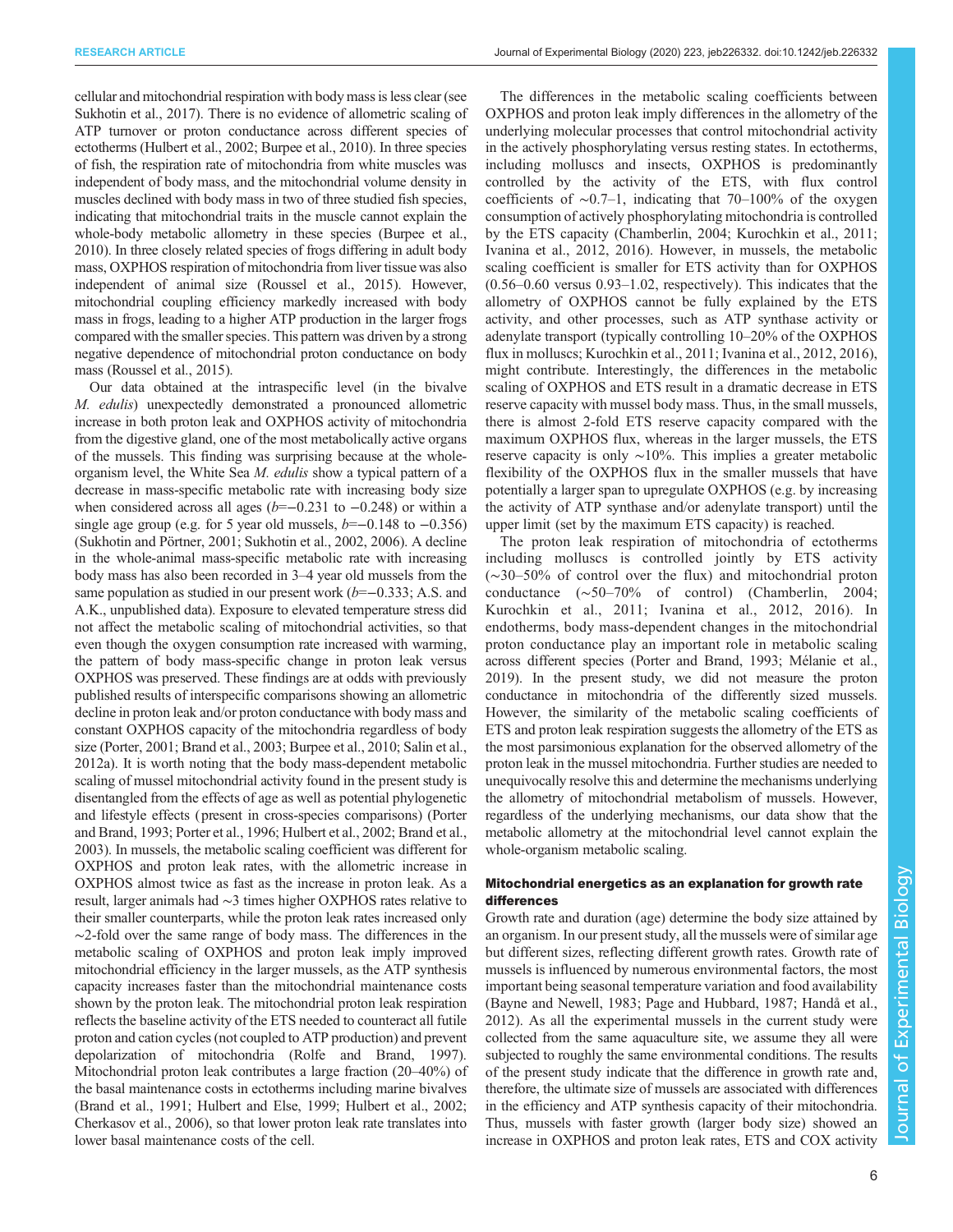cellular and mitochondrial respiration with body mass is less clear (see Sukhotin et al., 2017). There is no evidence of allometric scaling of ATP turnover or proton conductance across different species of ectotherms (Hulbert et al., 2002; Burpee et al., 2010). In three species of fish, the respiration rate of mitochondria from white muscles was independent of body mass, and the mitochondrial volume density in muscles declined with body mass in two of three studied fish species, indicating that mitochondrial traits in the muscle cannot explain the whole-body metabolic allometry in these species (Burpee et al., 2010). In three closely related species of frogs differing in adult body mass, OXPHOS respiration of mitochondria from liver tissue was also independent of animal size (Roussel et al., 2015). However, mitochondrial coupling efficiency markedly increased with body mass in frogs, leading to a higher ATP production in the larger frogs compared with the smaller species. This pattern was driven by a strong negative dependence of mitochondrial proton conductance on body mass (Roussel et al., 2015).

Our data obtained at the intraspecific level (in the bivalve *M. edulis*) unexpectedly demonstrated a pronounced allometric increase in both proton leak and OXPHOS activity of mitochondria from the digestive gland, one of the most metabolically active organs of the mussels. This finding was surprising because at the whole-organism level, the White Sea *M. edulis* show a typical pattern of a decrease in mass-specific metabolic rate with increasing body size when considered across all ages ($b$=−0.231 to −0.248) or within a single age group (e.g. for 5 year old mussels, $b$=−0.148 to −0.356) (Sukhotin and Pörtner, 2001; Sukhotin et al., 2002, 2006). A decline in the whole-animal mass-specific metabolic rate with increasing body mass has also been recorded in 3–4 year old mussels from the same population as studied in our present work ($b$=−0.333; A.S. and A.K., unpublished data). Exposure to elevated temperature stress did not affect the metabolic scaling of mitochondrial activities, so that even though the oxygen consumption rate increased with warming, the pattern of body mass-specific change in proton leak versus OXPHOS was preserved. These findings are at odds with previously published results of interspecific comparisons showing an allometric decline in proton leak and/or proton conductance with body mass and constant OXPHOS capacity of the mitochondria regardless of body size (Porter, 2001; Brand et al., 2003; Burpee et al., 2010; Salin et al., 2012a). It is worth noting that the body mass-dependent metabolic scaling of mussel mitochondrial activity found in the present study is disentangled from the effects of age as well as potential phylogenetic and lifestyle effects (present in cross-species comparisons) (Porter and Brand, 1993; Porter et al., 1996; Hulbert et al., 2002; Brand et al., 2003). In mussels, the metabolic scaling coefficient was different for OXPHOS and proton leak rates, with the allometric increase in OXPHOS almost twice as fast as the increase in proton leak. As a result, larger animals had ∼3 times higher OXPHOS rates relative to their smaller counterparts, while the proton leak rates increased only ∼2-fold over the same range of body mass. The differences in the metabolic scaling of OXPHOS and proton leak imply improved mitochondrial efficiency in the larger mussels, as the ATP synthesis capacity increases faster than the mitochondrial maintenance costs shown by the proton leak. The mitochondrial proton leak respiration reflects the baseline activity of the ETS needed to counteract all futile proton and cation cycles (not coupled to ATP production) and prevent depolarization of mitochondria (Rolfe and Brand, 1997). Mitochondrial proton leak contributes a large fraction (20–40%) of the basal maintenance costs in ectotherms including marine bivalves (Brand et al., 1991; Hulbert and Else, 1999; Hulbert et al., 2002; Cherkasov et al., 2006), so that lower proton leak rate translates into lower basal maintenance costs of the cell.

The differences in the metabolic scaling coefficients between OXPHOS and proton leak imply differences in the allometry of the underlying molecular processes that control mitochondrial activity in the actively phosphorylating versus resting states. In ectotherms, including molluscs and insects, OXPHOS is predominantly controlled by the activity of the ETS, with flux control coefficients of ∼0.7–1, indicating that 70–100% of the oxygen consumption of actively phosphorylating mitochondria is controlled by the ETS capacity (Chamberlin, 2004; Kurochkin et al., 2011; Ivanina et al., 2012, 2016). However, in mussels, the metabolic scaling coefficient is smaller for ETS activity than for OXPHOS (0.56–0.60 versus 0.93–1.02, respectively). This indicates that the allometry of OXPHOS cannot be fully explained by the ETS activity, and other processes, such as ATP synthase activity or adenylate transport (typically controlling 10–20% of the OXPHOS flux in molluscs; Kurochkin et al., 2011; Ivanina et al., 2012, 2016), might contribute. Interestingly, the differences in the metabolic scaling of OXPHOS and ETS result in a dramatic decrease in ETS reserve capacity with mussel body mass. Thus, in the small mussels, there is almost 2-fold ETS reserve capacity compared with the maximum OXPHOS flux, whereas in the larger mussels, the ETS reserve capacity is only ∼10%. This implies a greater metabolic flexibility of the OXPHOS flux in the smaller mussels that have potentially a larger span to upregulate OXPHOS (e.g. by increasing the activity of ATP synthase and/or adenylate transport) until the upper limit (set by the maximum ETS capacity) is reached.

The proton leak respiration of mitochondria of ectotherms including molluscs is controlled jointly by ETS activity (∼30–50% of control over the flux) and mitochondrial proton conductance (∼50–70% of control) (Chamberlin, 2004; Kurochkin et al., 2011; Ivanina et al., 2012, 2016). In endotherms, body mass-dependent changes in the mitochondrial proton conductance play an important role in metabolic scaling across different species (Porter and Brand, 1993; Mélanie et al., 2019). In the present study, we did not measure the proton conductance in mitochondria of the differently sized mussels. However, the similarity of the metabolic scaling coefficients of ETS and proton leak respiration suggests the allometry of the ETS as the most parsimonious explanation for the observed allometry of the proton leak in the mussel mitochondria. Further studies are needed to unequivocally resolve this and determine the mechanisms underlying the allometry of mitochondrial metabolism of mussels. However, regardless of the underlying mechanisms, our data show that the metabolic allometry at the mitochondrial level cannot explain the whole-organism metabolic scaling.

## Mitochondrial energetics as an explanation for growth rate differences

Growth rate and duration (age) determine the body size attained by an organism. In our present study, all the mussels were of similar age but different sizes, reflecting different growth rates. Growth rate of mussels is influenced by numerous environmental factors, the most important being seasonal temperature variation and food availability (Bayne and Newell, 1983; Page and Hubbard, 1987; Handå et al., 2012). As all the experimental mussels in the current study were collected from the same aquaculture site, we assume they all were subjected to roughly the same environmental conditions. The results of the present study indicate that the difference in growth rate and, therefore, the ultimate size of mussels are associated with differences in the efficiency and ATP synthesis capacity of their mitochondria. Thus, mussels with faster growth (larger body size) showed an increase in OXPHOS and proton leak rates, ETS and COX activity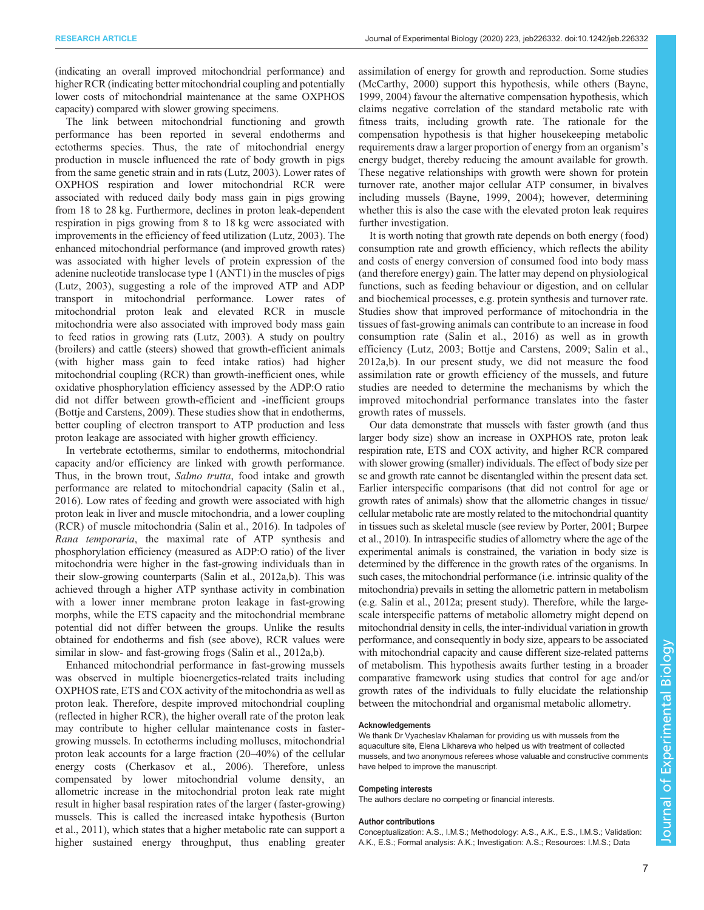(indicating an overall improved mitochondrial performance) and higher RCR (indicating better mitochondrial coupling and potentially lower costs of mitochondrial maintenance at the same OXPHOS capacity) compared with slower growing specimens.

The link between mitochondrial functioning and growth performance has been reported in several endotherms and ectotherms species. Thus, the rate of mitochondrial energy production in muscle influenced the rate of body growth in pigs from the same genetic strain and in rats (Lutz, 2003). Lower rates of OXPHOS respiration and lower mitochondrial RCR were associated with reduced daily body mass gain in pigs growing from 18 to 28 kg. Furthermore, declines in proton leak-dependent respiration in pigs growing from 8 to 18 kg were associated with improvements in the efficiency of feed utilization (Lutz, 2003). The enhanced mitochondrial performance (and improved growth rates) was associated with higher levels of protein expression of the adenine nucleotide translocase type 1 (ANT1) in the muscles of pigs (Lutz, 2003), suggesting a role of the improved ATP and ADP transport in mitochondrial performance. Lower rates of mitochondrial proton leak and elevated RCR in muscle mitochondria were also associated with improved body mass gain to feed ratios in growing rats (Lutz, 2003). A study on poultry (broilers) and cattle (steers) showed that growth-efficient animals (with higher mass gain to feed intake ratios) had higher mitochondrial coupling (RCR) than growth-inefficient ones, while oxidative phosphorylation efficiency assessed by the ADP:O ratio did not differ between growth-efficient and -inefficient groups (Bottje and Carstens, 2009). These studies show that in endotherms, better coupling of electron transport to ATP production and less proton leakage are associated with higher growth efficiency.

In vertebrate ectotherms, similar to endotherms, mitochondrial capacity and/or efficiency are linked with growth performance. Thus, in the brown trout, *Salmo trutta*, food intake and growth performance are related to mitochondrial capacity (Salin et al., 2016). Low rates of feeding and growth were associated with high proton leak in liver and muscle mitochondria, and a lower coupling (RCR) of muscle mitochondria (Salin et al., 2016). In tadpoles of *Rana temporaria*, the maximal rate of ATP synthesis and phosphorylation efficiency (measured as ADP:O ratio) of the liver mitochondria were higher in the fast-growing individuals than in their slow-growing counterparts (Salin et al., 2012a,b). This was achieved through a higher ATP synthase activity in combination with a lower inner membrane proton leakage in fast-growing morphs, while the ETS capacity and the mitochondrial membrane potential did not differ between the groups. Unlike the results obtained for endotherms and fish (see above), RCR values were similar in slow- and fast-growing frogs (Salin et al., 2012a,b).

Enhanced mitochondrial performance in fast-growing mussels was observed in multiple bioenergetics-related traits including OXPHOS rate, ETS and COX activity of the mitochondria as well as proton leak. Therefore, despite improved mitochondrial coupling (reflected in higher RCR), the higher overall rate of the proton leak may contribute to higher cellular maintenance costs in faster-growing mussels. In ectotherms including molluscs, mitochondrial proton leak accounts for a large fraction (20–40%) of the cellular energy costs (Cherkasov et al., 2006). Therefore, unless compensated by lower mitochondrial volume density, an allometric increase in the mitochondrial proton leak rate might result in higher basal respiration rates of the larger (faster-growing) mussels. This is called the increased intake hypothesis (Burton et al., 2011), which states that a higher metabolic rate can support a higher sustained energy throughput, thus enabling greater assimilation of energy for growth and reproduction. Some studies (McCarthy, 2000) support this hypothesis, while others (Bayne, 1999, 2004) favour the alternative compensation hypothesis, which claims negative correlation of the standard metabolic rate with fitness traits, including growth rate. The rationale for the compensation hypothesis is that higher housekeeping metabolic requirements draw a larger proportion of energy from an organism's energy budget, thereby reducing the amount available for growth. These negative relationships with growth were shown for protein turnover rate, another major cellular ATP consumer, in bivalves including mussels (Bayne, 1999, 2004); however, determining whether this is also the case with the elevated proton leak requires further investigation.

It is worth noting that growth rate depends on both energy (food) consumption rate and growth efficiency, which reflects the ability and costs of energy conversion of consumed food into body mass (and therefore energy) gain. The latter may depend on physiological functions, such as feeding behaviour or digestion, and on cellular and biochemical processes, e.g. protein synthesis and turnover rate. Studies show that improved performance of mitochondria in the tissues of fast-growing animals can contribute to an increase in food consumption rate (Salin et al., 2016) as well as in growth efficiency (Lutz, 2003; Bottje and Carstens, 2009; Salin et al., 2012a,b). In our present study, we did not measure the food assimilation rate or growth efficiency of the mussels, and future studies are needed to determine the mechanisms by which the improved mitochondrial performance translates into the faster growth rates of mussels.

Our data demonstrate that mussels with faster growth (and thus larger body size) show an increase in OXPHOS rate, proton leak respiration rate, ETS and COX activity, and higher RCR compared with slower growing (smaller) individuals. The effect of body size per se and growth rate cannot be disentangled within the present data set. Earlier interspecific comparisons (that did not control for age or growth rates of animals) show that the allometric changes in tissue/cellular metabolic rate are mostly related to the mitochondrial quantity in tissues such as skeletal muscle (see review by Porter, 2001; Burpee et al., 2010). In intraspecific studies of allometry where the age of the experimental animals is constrained, the variation in body size is determined by the difference in the growth rates of the organisms. In such cases, the mitochondrial performance (i.e. intrinsic quality of the mitochondria) prevails in setting the allometric pattern in metabolism (e.g. Salin et al., 2012a; present study). Therefore, while the large-scale interspecific patterns of metabolic allometry might depend on mitochondrial density in cells, the inter-individual variation in growth performance, and consequently in body size, appears to be associated with mitochondrial capacity and cause different size-related patterns of metabolism. This hypothesis awaits further testing in a broader comparative framework using studies that control for age and/or growth rates of the individuals to fully elucidate the relationship between the mitochondrial and organismal metabolic allometry.

#### Acknowledgements

We thank Dr Vyacheslav Khalaman for providing us with mussels from the aquaculture site, Elena Likhareva who helped us with treatment of collected mussels, and two anonymous referees whose valuable and constructive comments have helped to improve the manuscript.

#### Competing interests

The authors declare no competing or financial interests.

#### Author contributions

Conceptualization: A.S., I.M.S.; Methodology: A.S., A.K., E.S., I.M.S.; Validation: A.K., E.S.; Formal analysis: A.K.; Investigation: A.S.; Resources: I.M.S.; Data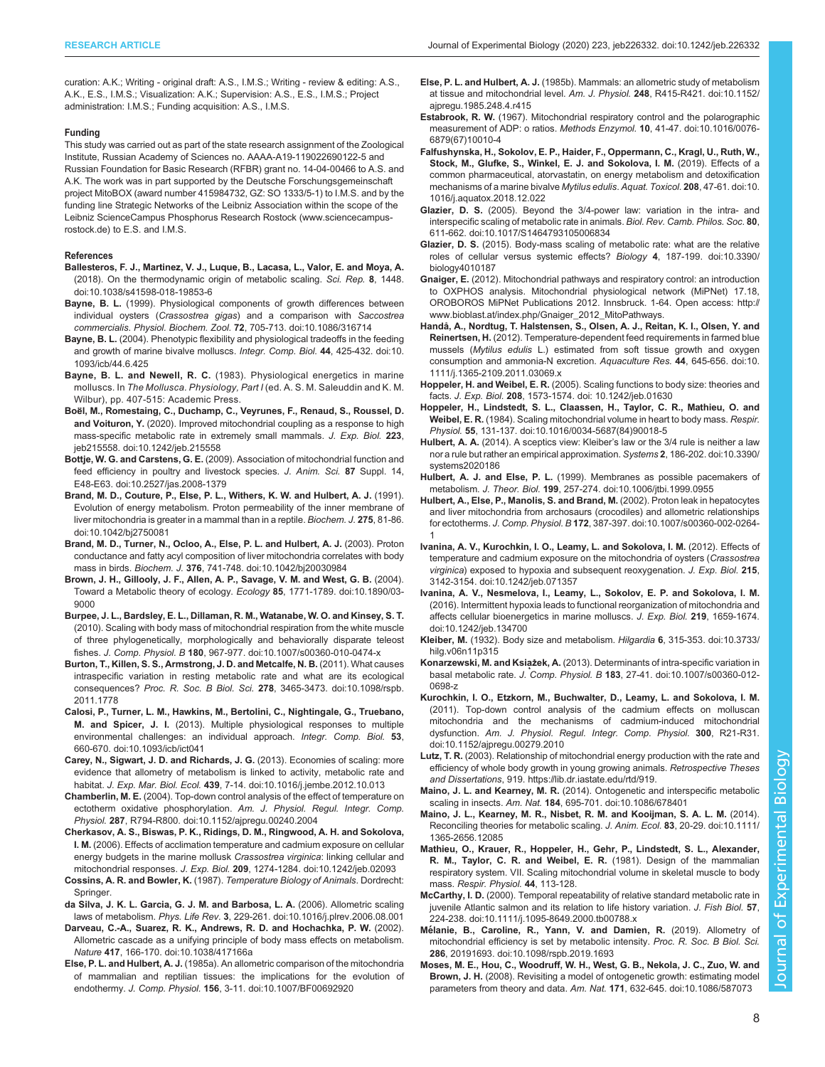curation: A.K.; Writing - original draft: A.S., I.M.S.; Writing - review & editing: A.S., A.K., E.S., I.M.S.; Visualization: A.K.; Supervision: A.S., E.S., I.M.S.; Project administration: I.M.S.; Funding acquisition: A.S., I.M.S.

#### Funding

This study was carried out as part of the state research assignment of the Zoological Institute, Russian Academy of Sciences no. AAAA-A19-119022690122-5 and Russian Foundation for Basic Research (RFBR) grant no. 14-04-00466 to A.S. and A.K. The work was in part supported by the Deutsche Forschungsgemeinschaft project MitoBOX (award number 415984732, GZ: SO 1333/5-1) to I.M.S. and by the funding line Strategic Networks of the Leibniz Association within the scope of the Leibniz ScienceCampus Phosphorus Research Rostock (www.sciencecampus-rostock.de) to E.S. and I.M.S.

#### References

**Ballesteros, F. J., Martinez, V. J., Luque, B., Lacasa, L., Valor, E. and Moya, A.** (2018). On the thermodynamic origin of metabolic scaling. *Sci. Rep.* **8**, 1448. doi:10.1038/s41598-018-19853-6

**Bayne, B. L.** (1999). Physiological components of growth differences between individual oysters (*Crassostrea gigas*) and a comparison with *Saccostrea commercialis*. *Physiol. Biochem. Zool.* **72**, 705-713. doi:10.1086/316714

**Bayne, B. L.** (2004). Phenotypic flexibility and physiological tradeoffs in the feeding and growth of marine bivalve molluscs. *Integr. Comp. Biol.* **44**, 425-432. doi:10.1093/icb/44.6.425

**Bayne, B. L. and Newell, R. C.** (1983). Physiological energetics in marine molluscs. In *The Mollusca. Physiology, Part I* (ed. A. S. M. Saleuddin and K. M. Wilbur), pp. 407-515: Academic Press.

**Boël, M., Romestaing, C., Duchamp, C., Veyrunes, F., Renaud, S., Roussel, D. and Voituron, Y.** (2020). Improved mitochondrial coupling as a response to high mass-specific metabolic rate in extremely small mammals. *J. Exp. Biol.* **223**, jeb215558. doi:10.1242/jeb.215558

**Bottje, W. G. and Carstens, G. E.** (2009). Association of mitochondrial function and feed efficiency in poultry and livestock species. *J. Anim. Sci.* **87** Suppl. 14, E48-E63. doi:10.2527/jas.2008-1379

**Brand, M. D., Couture, P., Else, P. L., Withers, K. W. and Hulbert, A. J.** (1991). Evolution of energy metabolism. Proton permeability of the inner membrane of liver mitochondria is greater in a mammal than in a reptile. *Biochem. J.* **275**, 81-86. doi:10.1042/bj2750081

**Brand, M. D., Turner, N., Ocloo, A., Else, P. L. and Hulbert, A. J.** (2003). Proton conductance and fatty acyl composition of liver mitochondria correlates with body mass in birds. *Biochem. J.* **376**, 741-748. doi:10.1042/bj20030984

**Brown, J. H., Gillooly, J. F., Allen, A. P., Savage, V. M. and West, G. B.** (2004). Toward a Metabolic theory of ecology. *Ecology* **85**, 1771-1789. doi:10.1890/03-9000

**Burpee, J. L., Bardsley, E. L., Dillaman, R. M., Watanabe, W. O. and Kinsey, S. T.** (2010). Scaling with body mass of mitochondrial respiration from the white muscle of three phylogenetically, morphologically and behaviorally disparate teleost fishes. *J. Comp. Physiol. B* **180**, 967-977. doi:10.1007/s00360-010-0474-x

**Burton, T., Killen, S. S., Armstrong, J. D. and Metcalfe, N. B.** (2011). What causes intraspecific variation in resting metabolic rate and what are its ecological consequences? *Proc. R. Soc. B Biol. Sci.* **278**, 3465-3473. doi:10.1098/rspb.2011.1778

**Calosi, P., Turner, L. M., Hawkins, M., Bertolini, C., Nightingale, G., Truebano, M. and Spicer, J. I.** (2013). Multiple physiological responses to multiple environmental challenges: an individual approach. *Integr. Comp. Biol.* **53**, 660-670. doi:10.1093/icb/ict041

**Carey, N., Sigwart, J. D. and Richards, J. G.** (2013). Economies of scaling: more evidence that allometry of metabolism is linked to activity, metabolic rate and habitat. *J. Exp. Mar. Biol. Ecol.* **439**, 7-14. doi:10.1016/j.jembe.2012.10.013

**Chamberlin, M. E.** (2004). Top-down control analysis of the effect of temperature on ectotherm oxidative phosphorylation. *Am. J. Physiol. Regul. Integr. Comp. Physiol.* **287**, R794-R800. doi:10.1152/ajpregu.00240.2004

**Cherkasov, A. S., Biswas, P. K., Ridings, D. M., Ringwood, A. H. and Sokolova, I. M.** (2006). Effects of acclimation temperature and cadmium exposure on cellular energy budgets in the marine mollusk *Crassostrea virginica*: linking cellular and mitochondrial responses. *J. Exp. Biol.* **209**, 1274-1284. doi:10.1242/jeb.02093

**Cossins, A. R. and Bowler, K.** (1987). *Temperature Biology of Animals*. Dordrecht: Springer.

**da Silva, J. K. L. Garcia, G. J. M. and Barbosa, L. A.** (2006). Allometric scaling laws of metabolism. *Phys. Life Rev.* **3**, 229-261. doi:10.1016/j.plrev.2006.08.001

**Darveau, C.-A., Suarez, R. K., Andrews, R. D. and Hochachka, P. W.** (2002). Allometric cascade as a unifying principle of body mass effects on metabolism. *Nature* **417**, 166-170. doi:10.1038/417166a

**Else, P. L. and Hulbert, A. J.** (1985a). An allometric comparison of the mitochondria of mammalian and reptilian tissues: the implications for the evolution of endothermy. *J. Comp. Physiol.* **156**, 3-11. doi:10.1007/BF00692920

**Else, P. L. and Hulbert, A. J.** (1985b). Mammals: an allometric study of metabolism at tissue and mitochondrial level. *Am. J. Physiol.* **248**, R415-R421. doi:10.1152/ajpregu.1985.248.4.r415

**Estabrook, R. W.** (1967). Mitochondrial respiratory control and the polarographic measurement of ADP: o ratios. *Methods Enzymol.* **10**, 41-47. doi:10.1016/0076-6879(67)10010-4

**Falfushynska, H., Sokolov, E. P., Haider, F., Oppermann, C., Kragl, U., Ruth, W., Stock, M., Glufke, S., Winkel, E. J. and Sokolova, I. M.** (2019). Effects of a common pharmaceutical, atorvastatin, on energy metabolism and detoxification mechanisms of a marine bivalve *Mytilus edulis*. *Aquat. Toxicol.* **208**, 47-61. doi:10.1016/j.aquatox.2018.12.022

**Glazier, D. S.** (2005). Beyond the 3/4-power law: variation in the intra- and interspecific scaling of metabolic rate in animals. *Biol. Rev. Camb. Philos. Soc.* **80**, 611-662. doi:10.1017/S1464793105006834

**Glazier, D. S.** (2015). Body-mass scaling of metabolic rate: what are the relative roles of cellular versus systemic effects? *Biology* **4**, 187-199. doi:10.3390/biology4010187

**Gnaiger, E.** (2012). Mitochondrial pathways and respiratory control: an introduction to OXPHOS analysis. Mitochondrial physiological network (MiPNet) 17.18, OROBOROS MiPNet Publications 2012. Innsbruck. 1-64. Open access: http://www.bioblast.at/index.php/Gnaiger_2012_MitoPathways.

**Handå, A., Nordtug, T. Halstensen, S., Olsen, A. J., Reitan, K. I., Olsen, Y. and Reinertsen, H.** (2012). Temperature-dependent feed requirements in farmed blue mussels (*Mytilus edulis* L.) estimated from soft tissue growth and oxygen consumption and ammonia-N excretion. *Aquaculture Res.* **44**, 645-656. doi:10.1111/j.1365-2109.2011.03069.x

**Hoppeler, H. and Weibel, E. R.** (2005). Scaling functions to body size: theories and facts. *J. Exp. Biol.* **208**, 1573-1574. doi: 10.1242/jeb.01630

**Hoppeler, H., Lindstedt, S. L., Claassen, H., Taylor, C. R., Mathieu, O. and Weibel, E. R.** (1984). Scaling mitochondrial volume in heart to body mass. *Respir. Physiol.* **55**, 131-137. doi:10.1016/0034-5687(84)90018-5

**Hulbert, A. A.** (2014). A sceptics view: Kleiber's law or the 3/4 rule is neither a law nor a rule but rather an empirical approximation. *Systems* **2**, 186-202. doi:10.3390/systems2020186

**Hulbert, A. J. and Else, P. L.** (1999). Membranes as possible pacemakers of metabolism. *J. Theor. Biol.* **199**, 257-274. doi:10.1006/jtbi.1999.0955

**Hulbert, A., Else, P., Manolis, S. and Brand, M.** (2002). Proton leak in hepatocytes and liver mitochondria from archosaurs (crocodiles) and allometric relationships for ectotherms. *J. Comp. Physiol. B* **172**, 387-397. doi:10.1007/s00360-002-0264-1

**Ivanina, A. V., Kurochkin, I. O., Leamy, L. and Sokolova, I. M.** (2012). Effects of temperature and cadmium exposure on the mitochondria of oysters (*Crassostrea virginica*) exposed to hypoxia and subsequent reoxygenation. *J. Exp. Biol.* **215**, 3142-3154. doi:10.1242/jeb.071357

**Ivanina, A. V., Nesmelova, I., Leamy, L., Sokolov, E. P. and Sokolova, I. M.** (2016). Intermittent hypoxia leads to functional reorganization of mitochondria and affects cellular bioenergetics in marine molluscs. *J. Exp. Biol.* **219**, 1659-1674. doi:10.1242/jeb.134700

**Kleiber, M.** (1932). Body size and metabolism. *Hilgardia* **6**, 315-353. doi:10.3733/hilg.v06n11p315

**Konarzewski, M. and Książek, A.** (2013). Determinants of intra-specific variation in basal metabolic rate. *J. Comp. Physiol. B* **183**, 27-41. doi:10.1007/s00360-012-0698-z

**Kurochkin, I. O., Etzkorn, M., Buchwalter, D., Leamy, L. and Sokolova, I. M.** (2011). Top-down control analysis of the cadmium effects on molluscan mitochondria and the mechanisms of cadmium-induced mitochondrial dysfunction. *Am. J. Physiol. Regul. Integr. Comp. Physiol.* **300**, R21-R31. doi:10.1152/ajpregu.00279.2010

**Lutz, T. R.** (2003). Relationship of mitochondrial energy production with the rate and efficiency of whole body growth in young growing animals. *Retrospective Theses and Dissertations*, 919. https://lib.dr.iastate.edu/rtd/919.

**Maino, J. L. and Kearney, M. R.** (2014). Ontogenetic and interspecific metabolic scaling in insects. *Am. Nat.* **184**, 695-701. doi:10.1086/678401

**Maino, J. L., Kearney, M. R., Nisbet, R. M. and Kooijman, S. A. L. M.** (2014). Reconciling theories for metabolic scaling. *J. Anim. Ecol.* **83**, 20-29. doi:10.1111/1365-2656.12085

**Mathieu, O., Krauer, R., Hoppeler, H., Gehr, P., Lindstedt, S. L., Alexander, R. M., Taylor, C. R. and Weibel, E. R.** (1981). Design of the mammalian respiratory system. VII. Scaling mitochondrial volume in skeletal muscle to body mass. *Respir. Physiol.* **44**, 113-128.

**McCarthy, I. D.** (2000). Temporal repeatability of relative standard metabolic rate in juvenile Atlantic salmon and its relation to life history variation. *J. Fish Biol.* **57**, 224-238. doi:10.1111/j.1095-8649.2000.tb00788.x

**Mélanie, B., Caroline, R., Yann, V. and Damien, R.** (2019). Allometry of mitochondrial efficiency is set by metabolic intensity. *Proc. R. Soc. B Biol. Sci.* **286**, 20191693. doi:10.1098/rspb.2019.1693

**Moses, M. E., Hou, C., Woodruff, W. H., West, G. B., Nekola, J. C., Zuo, W. and Brown, J. H.** (2008). Revisiting a model of ontogenetic growth: estimating model parameters from theory and data. *Am. Nat.* **171**, 632-645. doi:10.1086/587073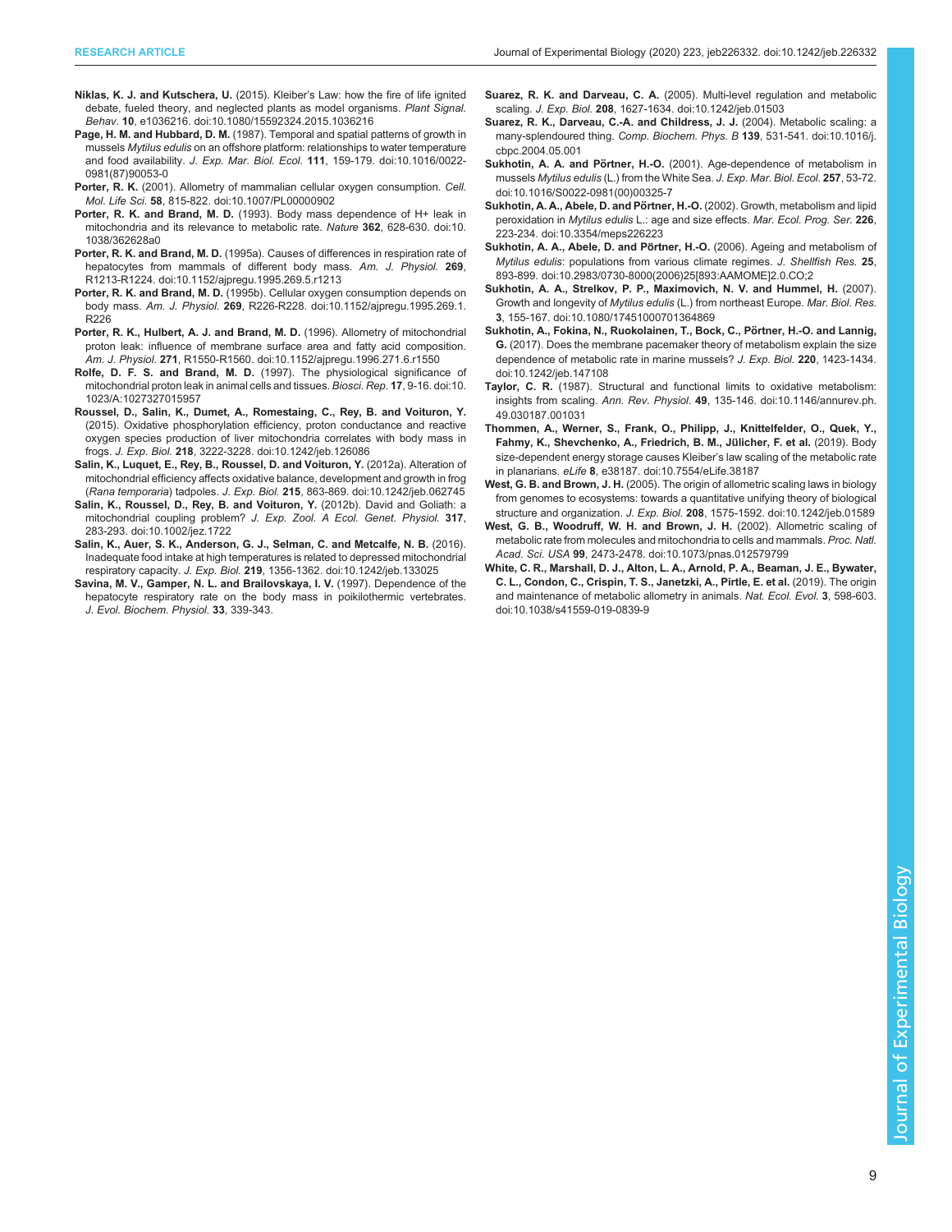**Niklas, K. J. and Kutschera, U.** (2015). Kleiber's Law: how the fire of life ignited debate, fueled theory, and neglected plants as model organisms. *Plant Signal. Behav.* **10**, e1036216. doi:10.1080/15592324.2015.1036216

**Page, H. M. and Hubbard, D. M.** (1987). Temporal and spatial patterns of growth in mussels *Mytilus edulis* on an offshore platform: relationships to water temperature and food availability. *J. Exp. Mar. Biol. Ecol.* **111**, 159-179. doi:10.1016/0022-0981(87)90053-0

**Porter, R. K.** (2001). Allometry of mammalian cellular oxygen consumption. *Cell. Mol. Life Sci.* **58**, 815-822. doi:10.1007/PL00000902

**Porter, R. K. and Brand, M. D.** (1993). Body mass dependence of H+ leak in mitochondria and its relevance to metabolic rate. *Nature* **362**, 628-630. doi:10.1038/362628a0

**Porter, R. K. and Brand, M. D.** (1995a). Causes of differences in respiration rate of hepatocytes from mammals of different body mass. *Am. J. Physiol.* **269**, R1213-R1224. doi:10.1152/ajpregu.1995.269.5.r1213

**Porter, R. K. and Brand, M. D.** (1995b). Cellular oxygen consumption depends on body mass. *Am. J. Physiol.* **269**, R226-R228. doi:10.1152/ajpregu.1995.269.1.R226

**Porter, R. K., Hulbert, A. J. and Brand, M. D.** (1996). Allometry of mitochondrial proton leak: influence of membrane surface area and fatty acid composition. *Am. J. Physiol.* **271**, R1550-R1560. doi:10.1152/ajpregu.1996.271.6.r1550

**Rolfe, D. F. S. and Brand, M. D.** (1997). The physiological significance of mitochondrial proton leak in animal cells and tissues. *Biosci. Rep.* **17**, 9-16. doi:10.1023/A:1027327015957

**Roussel, D., Salin, K., Dumet, A., Romestaing, C., Rey, B. and Voituron, Y.** (2015). Oxidative phosphorylation efficiency, proton conductance and reactive oxygen species production of liver mitochondria correlates with body mass in frogs. *J. Exp. Biol.* **218**, 3222-3228. doi:10.1242/jeb.126086

**Salin, K., Luquet, E., Rey, B., Roussel, D. and Voituron, Y.** (2012a). Alteration of mitochondrial efficiency affects oxidative balance, development and growth in frog (*Rana temporaria*) tadpoles. *J. Exp. Biol.* **215**, 863-869. doi:10.1242/jeb.062745

**Salin, K., Roussel, D., Rey, B. and Voituron, Y.** (2012b). David and Goliath: a mitochondrial coupling problem? *J. Exp. Zool. A Ecol. Genet. Physiol.* **317**, 283-293. doi:10.1002/jez.1722

**Salin, K., Auer, S. K., Anderson, G. J., Selman, C. and Metcalfe, N. B.** (2016). Inadequate food intake at high temperatures is related to depressed mitochondrial respiratory capacity. *J. Exp. Biol.* **219**, 1356-1362. doi:10.1242/jeb.133025

**Savina, M. V., Gamper, N. L. and Brailovskaya, I. V.** (1997). Dependence of the hepatocyte respiratory rate on the body mass in poikilothermic vertebrates. *J. Evol. Biochem. Physiol.* **33**, 339-343.

**Suarez, R. K. and Darveau, C. A.** (2005). Multi-level regulation and metabolic scaling. *J. Exp. Biol.* **208**, 1627-1634. doi:10.1242/jeb.01503

**Suarez, R. K., Darveau, C.-A. and Childress, J. J.** (2004). Metabolic scaling: a many-splendoured thing. *Comp. Biochem. Phys. B* **139**, 531-541. doi:10.1016/j.cbpc.2004.05.001

**Sukhotin, A. A. and Pörtner, H.-O.** (2001). Age-dependence of metabolism in mussels *Mytilus edulis* (L.) from the White Sea. *J. Exp. Mar. Biol. Ecol.* **257**, 53-72. doi:10.1016/S0022-0981(00)00325-7

**Sukhotin, A. A., Abele, D. and Pörtner, H.-O.** (2002). Growth, metabolism and lipid peroxidation in *Mytilus edulis* L.: age and size effects. *Mar. Ecol. Prog. Ser.* **226**, 223-234. doi:10.3354/meps226223

**Sukhotin, A. A., Abele, D. and Pörtner, H.-O.** (2006). Ageing and metabolism of *Mytilus edulis*: populations from various climate regimes. *J. Shellfish Res.* **25**, 893-899. doi:10.2983/0730-8000(2006)25[893:AAMOME]2.0.CO;2

**Sukhotin, A. A., Strelkov, P. P., Maximovich, N. V. and Hummel, H.** (2007). Growth and longevity of *Mytilus edulis* (L.) from northeast Europe. *Mar. Biol. Res.* **3**, 155-167. doi:10.1080/17451000701364869

**Sukhotin, A., Fokina, N., Ruokolainen, T., Bock, C., Pörtner, H.-O. and Lannig, G.** (2017). Does the membrane pacemaker theory of metabolism explain the size dependence of metabolic rate in marine mussels? *J. Exp. Biol.* **220**, 1423-1434. doi:10.1242/jeb.147108

**Taylor, C. R.** (1987). Structural and functional limits to oxidative metabolism: insights from scaling. *Ann. Rev. Physiol.* **49**, 135-146. doi:10.1146/annurev.ph.49.030187.001031

**Thommen, A., Werner, S., Frank, O., Philipp, J., Knittelfelder, O., Quek, Y., Fahmy, K., Shevchenko, A., Friedrich, B. M., Jülicher, F. et al.** (2019). Body size-dependent energy storage causes Kleiber's law scaling of the metabolic rate in planarians. *eLife* **8**, e38187. doi:10.7554/eLife.38187

**West, G. B. and Brown, J. H.** (2005). The origin of allometric scaling laws in biology from genomes to ecosystems: towards a quantitative unifying theory of biological structure and organization. *J. Exp. Biol.* **208**, 1575-1592. doi:10.1242/jeb.01589

**West, G. B., Woodruff, W. H. and Brown, J. H.** (2002). Allometric scaling of metabolic rate from molecules and mitochondria to cells and mammals. *Proc. Natl. Acad. Sci. USA* **99**, 2473-2478. doi:10.1073/pnas.012579799

**White, C. R., Marshall, D. J., Alton, L. A., Arnold, P. A., Beaman, J. E., Bywater, C. L., Condon, C., Crispin, T. S., Janetzki, A., Pirtle, E. et al.** (2019). The origin and maintenance of metabolic allometry in animals. *Nat. Ecol. Evol.* **3**, 598-603. doi:10.1038/s41559-019-0839-9